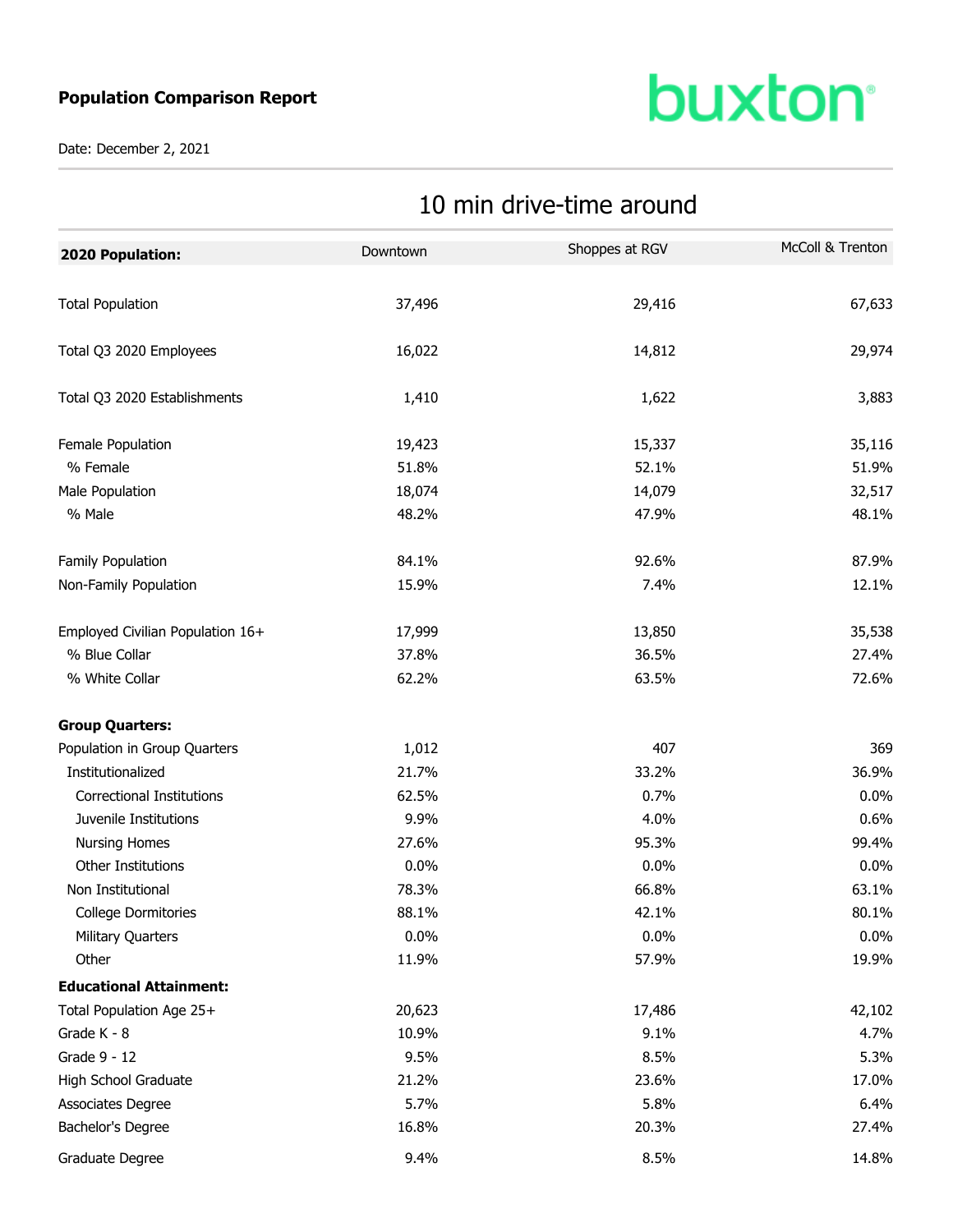**Population Comparison Report**

buxton

Date: December 2, 2021

## 10 min drive-time around

| 2020 Population: | Downtown | Shoppes at RGV | McColl & Trenton |
|---|---|---|---|
| Total Population | 37,496 | 29,416 | 67,633 |
| Total Q3 2020 Employees | 16,022 | 14,812 | 29,974 |
| Total Q3 2020 Establishments | 1,410 | 1,622 | 3,883 |
| Female Population | 19,423 | 15,337 | 35,116 |
| % Female | 51.8% | 52.1% | 51.9% |
| Male Population | 18,074 | 14,079 | 32,517 |
| % Male | 48.2% | 47.9% | 48.1% |
| Family Population | 84.1% | 92.6% | 87.9% |
| Non-Family Population | 15.9% | 7.4% | 12.1% |
| Employed Civilian Population 16+ | 17,999 | 13,850 | 35,538 |
| % Blue Collar | 37.8% | 36.5% | 27.4% |
| % White Collar | 62.2% | 63.5% | 72.6% |
| **Group Quarters:** | | | |
| Population in Group Quarters | 1,012 | 407 | 369 |
| Institutionalized | 21.7% | 33.2% | 36.9% |
| Correctional Institutions | 62.5% | 0.7% | 0.0% |
| Juvenile Institutions | 9.9% | 4.0% | 0.6% |
| Nursing Homes | 27.6% | 95.3% | 99.4% |
| Other Institutions | 0.0% | 0.0% | 0.0% |
| Non Institutional | 78.3% | 66.8% | 63.1% |
| College Dormitories | 88.1% | 42.1% | 80.1% |
| Military Quarters | 0.0% | 0.0% | 0.0% |
| Other | 11.9% | 57.9% | 19.9% |
| **Educational Attainment:** | | | |
| Total Population Age 25+ | 20,623 | 17,486 | 42,102 |
| Grade K - 8 | 10.9% | 9.1% | 4.7% |
| Grade 9 - 12 | 9.5% | 8.5% | 5.3% |
| High School Graduate | 21.2% | 23.6% | 17.0% |
| Associates Degree | 5.7% | 5.8% | 6.4% |
| Bachelor's Degree | 16.8% | 20.3% | 27.4% |
| Graduate Degree | 9.4% | 8.5% | 14.8% |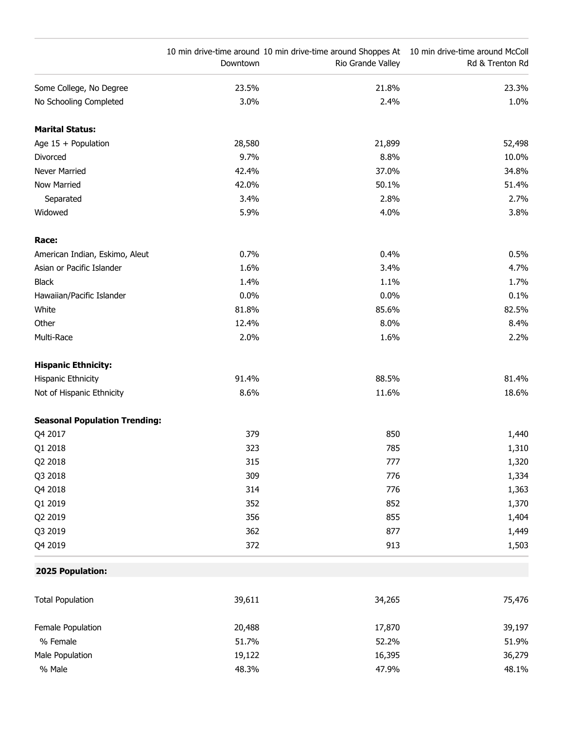| | 10 min drive-time around Downtown | 10 min drive-time around Shoppes At Rio Grande Valley | 10 min drive-time around McColl Rd & Trenton Rd |
|---|---|---|---|
| Some College, No Degree | 23.5% | 21.8% | 23.3% |
| No Schooling Completed | 3.0% | 2.4% | 1.0% |
| **Marital Status:** | | | |
| Age 15 + Population | 28,580 | 21,899 | 52,498 |
| Divorced | 9.7% | 8.8% | 10.0% |
| Never Married | 42.4% | 37.0% | 34.8% |
| Now Married | 42.0% | 50.1% | 51.4% |
| Separated | 3.4% | 2.8% | 2.7% |
| Widowed | 5.9% | 4.0% | 3.8% |
| **Race:** | | | |
| American Indian, Eskimo, Aleut | 0.7% | 0.4% | 0.5% |
| Asian or Pacific Islander | 1.6% | 3.4% | 4.7% |
| Black | 1.4% | 1.1% | 1.7% |
| Hawaiian/Pacific Islander | 0.0% | 0.0% | 0.1% |
| White | 81.8% | 85.6% | 82.5% |
| Other | 12.4% | 8.0% | 8.4% |
| Multi-Race | 2.0% | 1.6% | 2.2% |
| **Hispanic Ethnicity:** | | | |
| Hispanic Ethnicity | 91.4% | 88.5% | 81.4% |
| Not of Hispanic Ethnicity | 8.6% | 11.6% | 18.6% |
| **Seasonal Population Trending:** | | | |
| Q4 2017 | 379 | 850 | 1,440 |
| Q1 2018 | 323 | 785 | 1,310 |
| Q2 2018 | 315 | 777 | 1,320 |
| Q3 2018 | 309 | 776 | 1,334 |
| Q4 2018 | 314 | 776 | 1,363 |
| Q1 2019 | 352 | 852 | 1,370 |
| Q2 2019 | 356 | 855 | 1,404 |
| Q3 2019 | 362 | 877 | 1,449 |
| Q4 2019 | 372 | 913 | 1,503 |
| **2025 Population:** | | | |
| Total Population | 39,611 | 34,265 | 75,476 |
| Female Population | 20,488 | 17,870 | 39,197 |
| % Female | 51.7% | 52.2% | 51.9% |
| Male Population | 19,122 | 16,395 | 36,279 |
| % Male | 48.3% | 47.9% | 48.1% |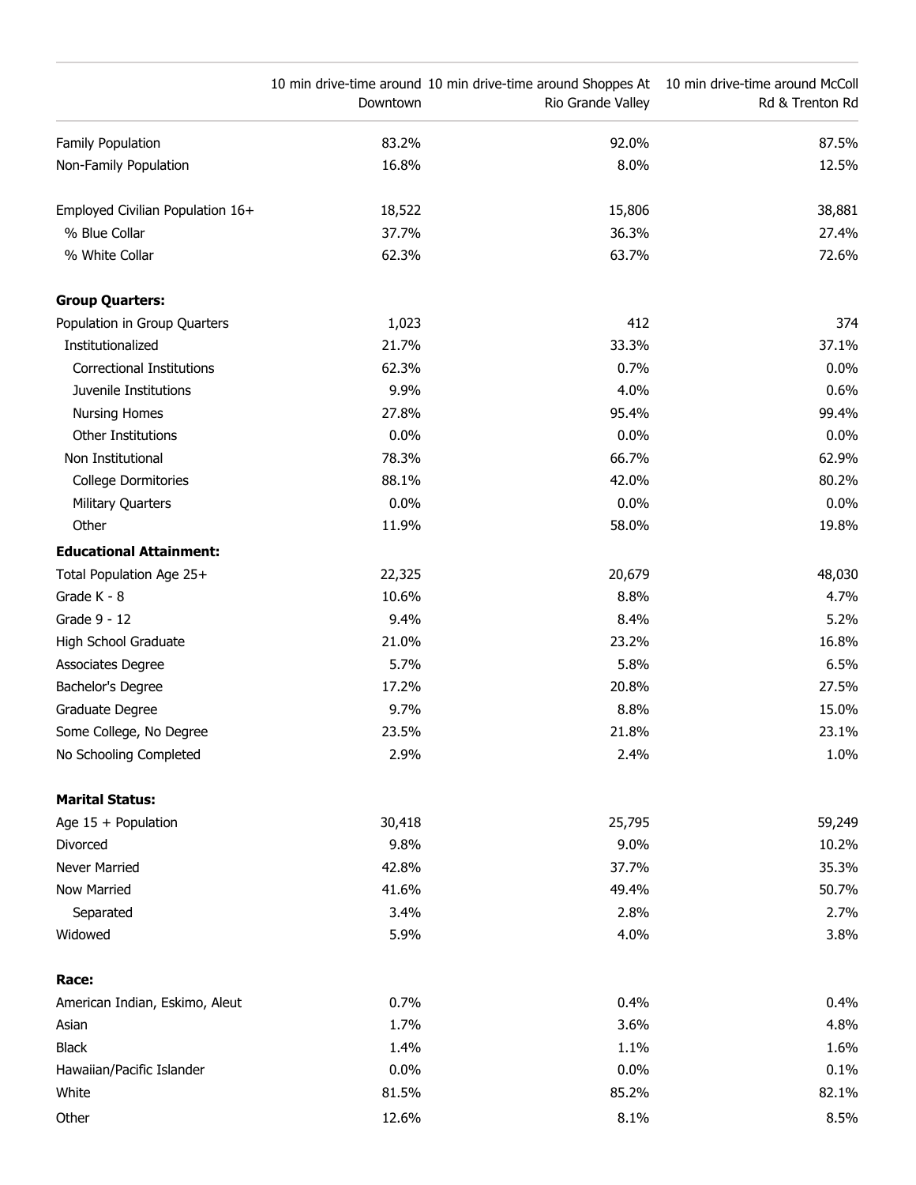| | 10 min drive-time around Downtown | 10 min drive-time around Shoppes At Rio Grande Valley | 10 min drive-time around McColl Rd & Trenton Rd |
|---|---|---|---|
| Family Population | 83.2% | 92.0% | 87.5% |
| Non-Family Population | 16.8% | 8.0% | 12.5% |
| | | | |
| Employed Civilian Population 16+ | 18,522 | 15,806 | 38,881 |
| % Blue Collar | 37.7% | 36.3% | 27.4% |
| % White Collar | 62.3% | 63.7% | 72.6% |
| | | | |
| **Group Quarters:** | | | |
| Population in Group Quarters | 1,023 | 412 | 374 |
| Institutionalized | 21.7% | 33.3% | 37.1% |
| Correctional Institutions | 62.3% | 0.7% | 0.0% |
| Juvenile Institutions | 9.9% | 4.0% | 0.6% |
| Nursing Homes | 27.8% | 95.4% | 99.4% |
| Other Institutions | 0.0% | 0.0% | 0.0% |
| Non Institutional | 78.3% | 66.7% | 62.9% |
| College Dormitories | 88.1% | 42.0% | 80.2% |
| Military Quarters | 0.0% | 0.0% | 0.0% |
| Other | 11.9% | 58.0% | 19.8% |
| **Educational Attainment:** | | | |
| Total Population Age 25+ | 22,325 | 20,679 | 48,030 |
| Grade K - 8 | 10.6% | 8.8% | 4.7% |
| Grade 9 - 12 | 9.4% | 8.4% | 5.2% |
| High School Graduate | 21.0% | 23.2% | 16.8% |
| Associates Degree | 5.7% | 5.8% | 6.5% |
| Bachelor's Degree | 17.2% | 20.8% | 27.5% |
| Graduate Degree | 9.7% | 8.8% | 15.0% |
| Some College, No Degree | 23.5% | 21.8% | 23.1% |
| No Schooling Completed | 2.9% | 2.4% | 1.0% |
| | | | |
| **Marital Status:** | | | |
| Age 15 + Population | 30,418 | 25,795 | 59,249 |
| Divorced | 9.8% | 9.0% | 10.2% |
| Never Married | 42.8% | 37.7% | 35.3% |
| Now Married | 41.6% | 49.4% | 50.7% |
| Separated | 3.4% | 2.8% | 2.7% |
| Widowed | 5.9% | 4.0% | 3.8% |
| | | | |
| **Race:** | | | |
| American Indian, Eskimo, Aleut | 0.7% | 0.4% | 0.4% |
| Asian | 1.7% | 3.6% | 4.8% |
| Black | 1.4% | 1.1% | 1.6% |
| Hawaiian/Pacific Islander | 0.0% | 0.0% | 0.1% |
| White | 81.5% | 85.2% | 82.1% |
| Other | 12.6% | 8.1% | 8.5% |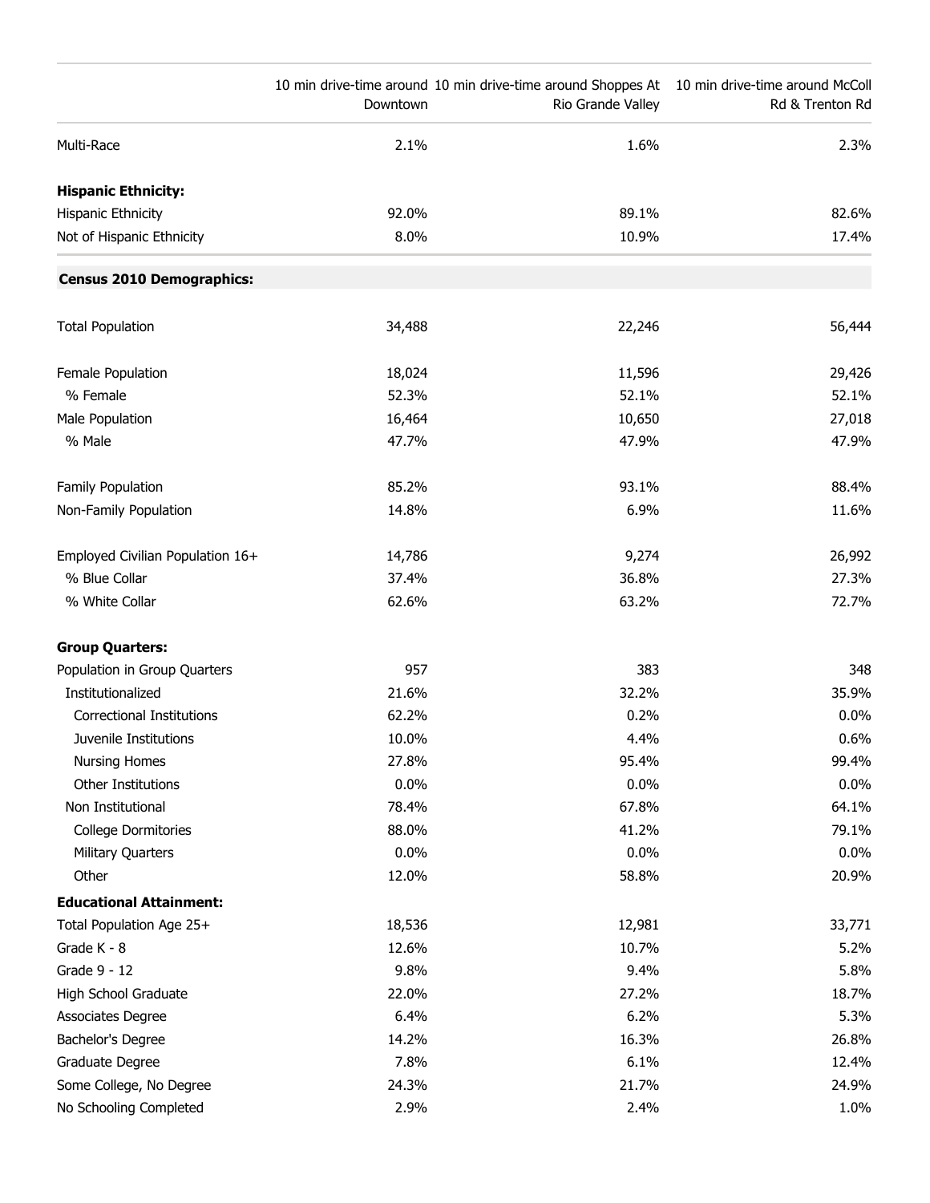| | 10 min drive-time around Downtown | 10 min drive-time around Shoppes At Rio Grande Valley | 10 min drive-time around McColl Rd & Trenton Rd |
|---|---|---|---|
| Multi-Race | 2.1% | 1.6% | 2.3% |
| **Hispanic Ethnicity:** | | | |
| Hispanic Ethnicity | 92.0% | 89.1% | 82.6% |
| Not of Hispanic Ethnicity | 8.0% | 10.9% | 17.4% |
| **Census 2010 Demographics:** | | | |
| Total Population | 34,488 | 22,246 | 56,444 |
| Female Population | 18,024 | 11,596 | 29,426 |
| % Female | 52.3% | 52.1% | 52.1% |
| Male Population | 16,464 | 10,650 | 27,018 |
| % Male | 47.7% | 47.9% | 47.9% |
| Family Population | 85.2% | 93.1% | 88.4% |
| Non-Family Population | 14.8% | 6.9% | 11.6% |
| Employed Civilian Population 16+ | 14,786 | 9,274 | 26,992 |
| % Blue Collar | 37.4% | 36.8% | 27.3% |
| % White Collar | 62.6% | 63.2% | 72.7% |
| **Group Quarters:** | | | |
| Population in Group Quarters | 957 | 383 | 348 |
| Institutionalized | 21.6% | 32.2% | 35.9% |
| Correctional Institutions | 62.2% | 0.2% | 0.0% |
| Juvenile Institutions | 10.0% | 4.4% | 0.6% |
| Nursing Homes | 27.8% | 95.4% | 99.4% |
| Other Institutions | 0.0% | 0.0% | 0.0% |
| Non Institutional | 78.4% | 67.8% | 64.1% |
| College Dormitories | 88.0% | 41.2% | 79.1% |
| Military Quarters | 0.0% | 0.0% | 0.0% |
| Other | 12.0% | 58.8% | 20.9% |
| **Educational Attainment:** | | | |
| Total Population Age 25+ | 18,536 | 12,981 | 33,771 |
| Grade K - 8 | 12.6% | 10.7% | 5.2% |
| Grade 9 - 12 | 9.8% | 9.4% | 5.8% |
| High School Graduate | 22.0% | 27.2% | 18.7% |
| Associates Degree | 6.4% | 6.2% | 5.3% |
| Bachelor's Degree | 14.2% | 16.3% | 26.8% |
| Graduate Degree | 7.8% | 6.1% | 12.4% |
| Some College, No Degree | 24.3% | 21.7% | 24.9% |
| No Schooling Completed | 2.9% | 2.4% | 1.0% |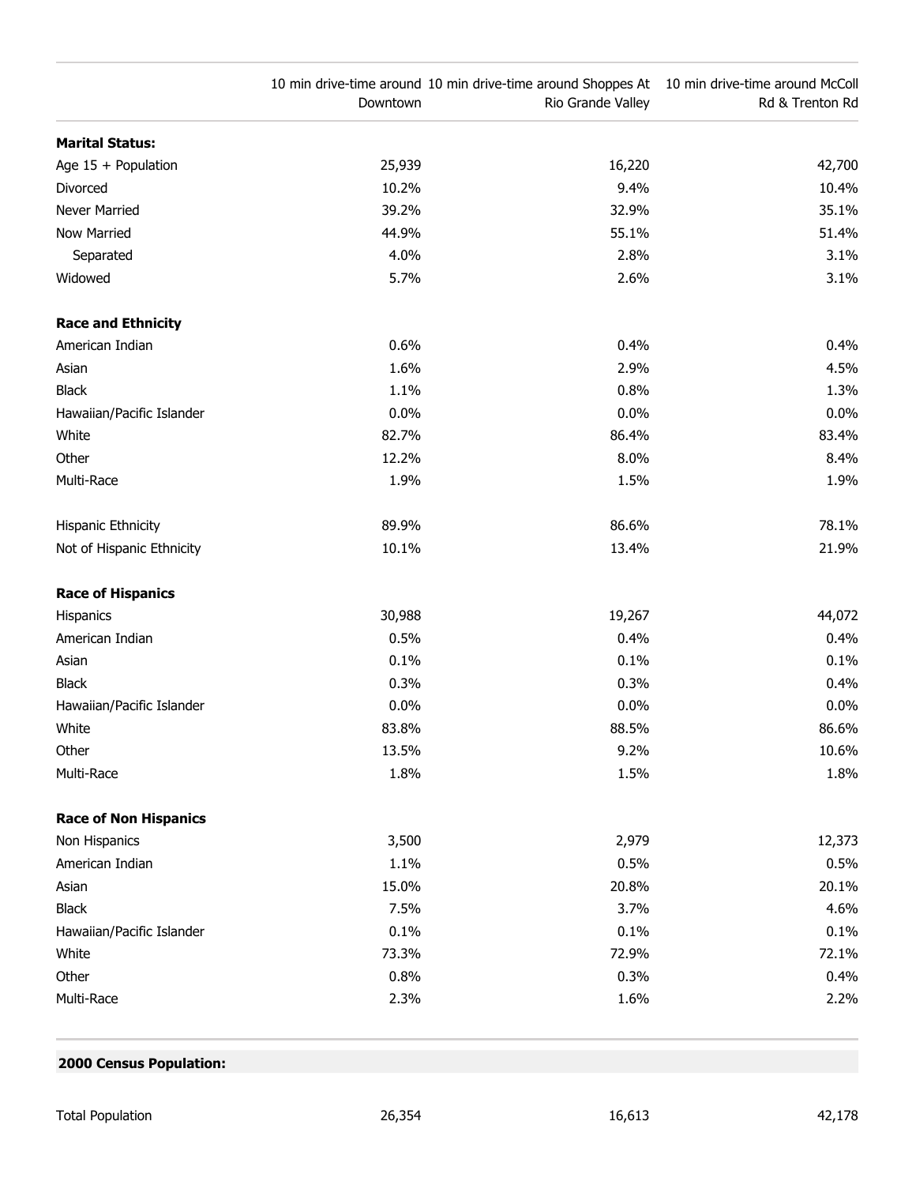| | 10 min drive-time around Downtown | 10 min drive-time around Shoppes At Rio Grande Valley | 10 min drive-time around McColl Rd & Trenton Rd |
|---|---|---|---|
| **Marital Status:** | | | |
| Age 15 + Population | 25,939 | 16,220 | 42,700 |
| Divorced | 10.2% | 9.4% | 10.4% |
| Never Married | 39.2% | 32.9% | 35.1% |
| Now Married | 44.9% | 55.1% | 51.4% |
| Separated | 4.0% | 2.8% | 3.1% |
| Widowed | 5.7% | 2.6% | 3.1% |
| **Race and Ethnicity** | | | |
| American Indian | 0.6% | 0.4% | 0.4% |
| Asian | 1.6% | 2.9% | 4.5% |
| Black | 1.1% | 0.8% | 1.3% |
| Hawaiian/Pacific Islander | 0.0% | 0.0% | 0.0% |
| White | 82.7% | 86.4% | 83.4% |
| Other | 12.2% | 8.0% | 8.4% |
| Multi-Race | 1.9% | 1.5% | 1.9% |
| Hispanic Ethnicity | 89.9% | 86.6% | 78.1% |
| Not of Hispanic Ethnicity | 10.1% | 13.4% | 21.9% |
| **Race of Hispanics** | | | |
| Hispanics | 30,988 | 19,267 | 44,072 |
| American Indian | 0.5% | 0.4% | 0.4% |
| Asian | 0.1% | 0.1% | 0.1% |
| Black | 0.3% | 0.3% | 0.4% |
| Hawaiian/Pacific Islander | 0.0% | 0.0% | 0.0% |
| White | 83.8% | 88.5% | 86.6% |
| Other | 13.5% | 9.2% | 10.6% |
| Multi-Race | 1.8% | 1.5% | 1.8% |
| **Race of Non Hispanics** | | | |
| Non Hispanics | 3,500 | 2,979 | 12,373 |
| American Indian | 1.1% | 0.5% | 0.5% |
| Asian | 15.0% | 20.8% | 20.1% |
| Black | 7.5% | 3.7% | 4.6% |
| Hawaiian/Pacific Islander | 0.1% | 0.1% | 0.1% |
| White | 73.3% | 72.9% | 72.1% |
| Other | 0.8% | 0.3% | 0.4% |
| Multi-Race | 2.3% | 1.6% | 2.2% |

**2000 Census Population:**

| | | | |
|---|---|---|---|
| Total Population | 26,354 | 16,613 | 42,178 |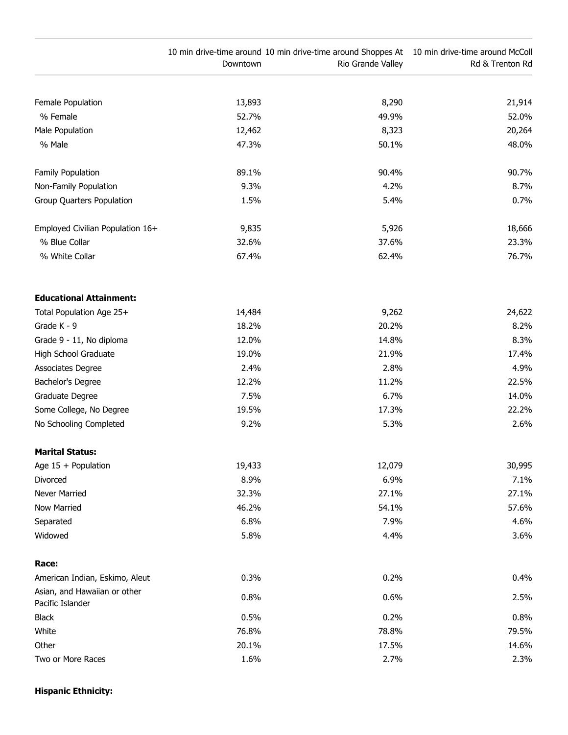| | 10 min drive-time around Downtown | 10 min drive-time around Shoppes At Rio Grande Valley | 10 min drive-time around McColl Rd & Trenton Rd |
|---|---|---|---|
| Female Population | 13,893 | 8,290 | 21,914 |
| % Female | 52.7% | 49.9% | 52.0% |
| Male Population | 12,462 | 8,323 | 20,264 |
| % Male | 47.3% | 50.1% | 48.0% |
| Family Population | 89.1% | 90.4% | 90.7% |
| Non-Family Population | 9.3% | 4.2% | 8.7% |
| Group Quarters Population | 1.5% | 5.4% | 0.7% |
| Employed Civilian Population 16+ | 9,835 | 5,926 | 18,666 |
| % Blue Collar | 32.6% | 37.6% | 23.3% |
| % White Collar | 67.4% | 62.4% | 76.7% |
| **Educational Attainment:** | | | |
| Total Population Age 25+ | 14,484 | 9,262 | 24,622 |
| Grade K - 9 | 18.2% | 20.2% | 8.2% |
| Grade 9 - 11, No diploma | 12.0% | 14.8% | 8.3% |
| High School Graduate | 19.0% | 21.9% | 17.4% |
| Associates Degree | 2.4% | 2.8% | 4.9% |
| Bachelor's Degree | 12.2% | 11.2% | 22.5% |
| Graduate Degree | 7.5% | 6.7% | 14.0% |
| Some College, No Degree | 19.5% | 17.3% | 22.2% |
| No Schooling Completed | 9.2% | 5.3% | 2.6% |
| **Marital Status:** | | | |
| Age 15 + Population | 19,433 | 12,079 | 30,995 |
| Divorced | 8.9% | 6.9% | 7.1% |
| Never Married | 32.3% | 27.1% | 27.1% |
| Now Married | 46.2% | 54.1% | 57.6% |
| Separated | 6.8% | 7.9% | 4.6% |
| Widowed | 5.8% | 4.4% | 3.6% |
| **Race:** | | | |
| American Indian, Eskimo, Aleut | 0.3% | 0.2% | 0.4% |
| Asian, and Hawaiian or other Pacific Islander | 0.8% | 0.6% | 2.5% |
| Black | 0.5% | 0.2% | 0.8% |
| White | 76.8% | 78.8% | 79.5% |
| Other | 20.1% | 17.5% | 14.6% |
| Two or More Races | 1.6% | 2.7% | 2.3% |

**Hispanic Ethnicity:**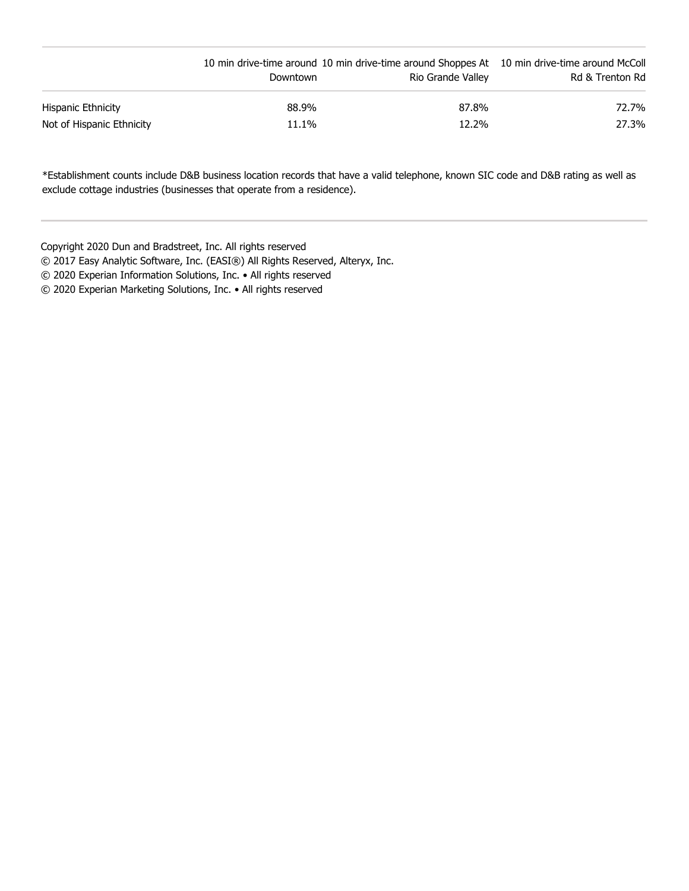| | 10 min drive-time around Downtown | 10 min drive-time around Shoppes At Rio Grande Valley | 10 min drive-time around McColl Rd & Trenton Rd |
|---|---|---|---|
| Hispanic Ethnicity | 88.9% | 87.8% | 72.7% |
| Not of Hispanic Ethnicity | 11.1% | 12.2% | 27.3% |

*Establishment counts include D&B business location records that have a valid telephone, known SIC code and D&B rating as well as exclude cottage industries (businesses that operate from a residence).

Copyright 2020 Dun and Bradstreet, Inc. All rights reserved

© 2017 Easy Analytic Software, Inc. (EASI®) All Rights Reserved, Alteryx, Inc.

© 2020 Experian Information Solutions, Inc. • All rights reserved

© 2020 Experian Marketing Solutions, Inc. • All rights reserved